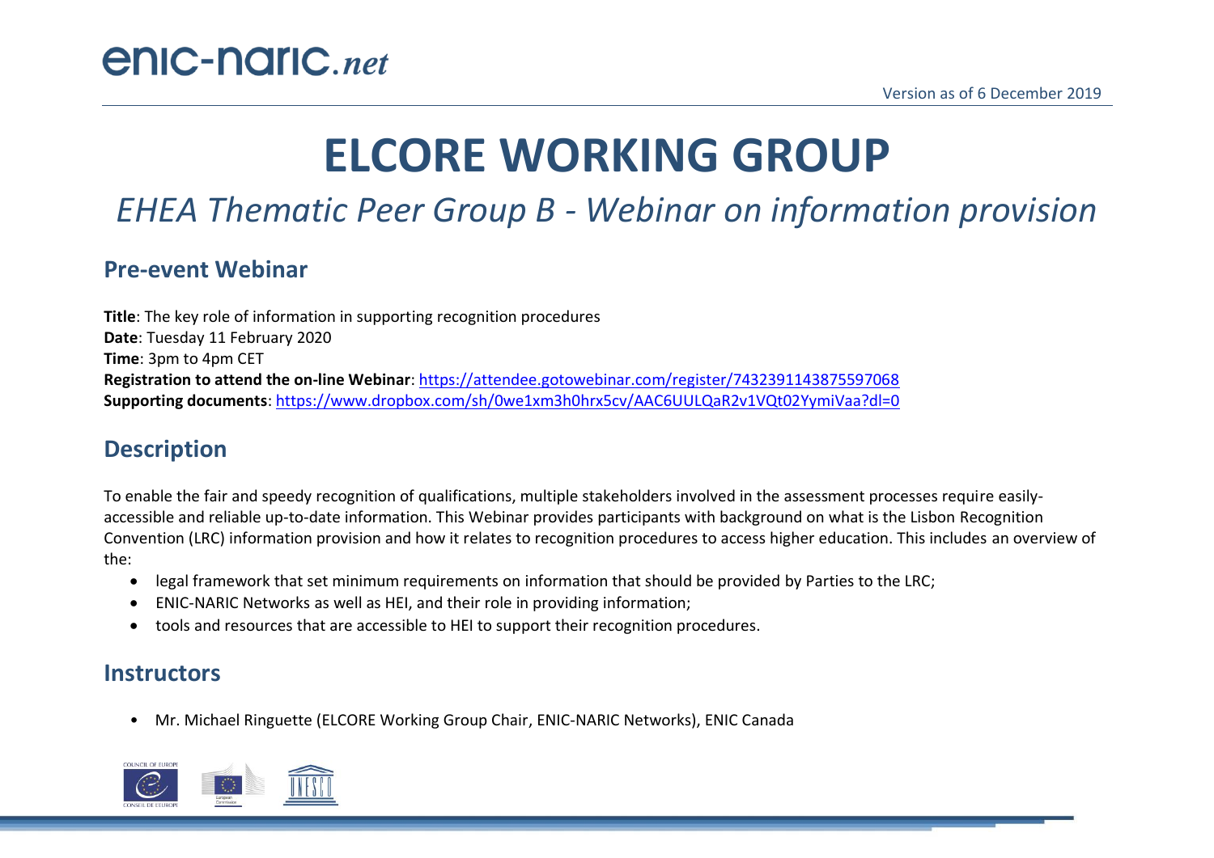Version as of 6 December 2019

# ELCORE WORKING GROUP

*EHEA Thematic Peer Group B - Webinar on information provision*

## Pre-event Webinar

**Title**: The key role of information in supporting recognition procedures
**Date**: Tuesday 11 February 2020
**Time**: 3pm to 4pm CET
**Registration to attend the on-line Webinar**: https://attendee.gotowebinar.com/register/7432391143875597068
**Supporting documents**: https://www.dropbox.com/sh/0we1xm3h0hrx5cv/AAC6UULQaR2v1VQt02YymiVaa?dl=0

## Description

To enable the fair and speedy recognition of qualifications, multiple stakeholders involved in the assessment processes require easily-accessible and reliable up-to-date information. This Webinar provides participants with background on what is the Lisbon Recognition Convention (LRC) information provision and how it relates to recognition procedures to access higher education. This includes an overview of the:

- legal framework that set minimum requirements on information that should be provided by Parties to the LRC;
- ENIC-NARIC Networks as well as HEI, and their role in providing information;
- tools and resources that are accessible to HEI to support their recognition procedures.

## Instructors

- Mr. Michael Ringuette (ELCORE Working Group Chair, ENIC-NARIC Networks), ENIC Canada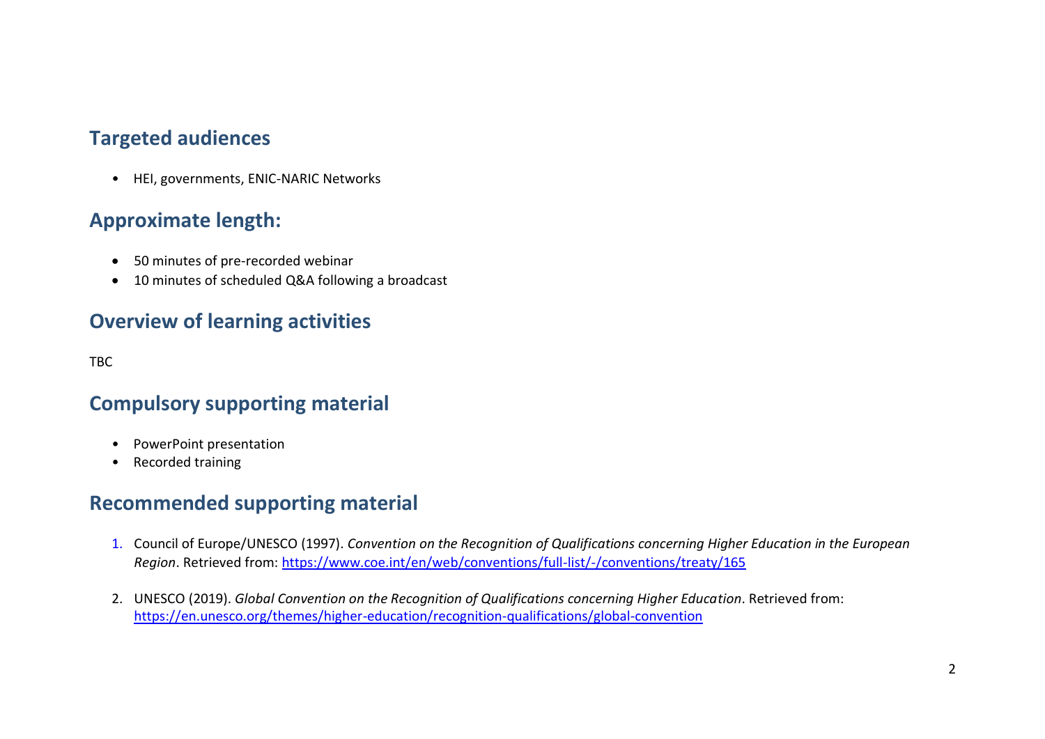## Targeted audiences

- HEI, governments, ENIC-NARIC Networks

## Approximate length:

- 50 minutes of pre-recorded webinar
- 10 minutes of scheduled Q&A following a broadcast

## Overview of learning activities

TBC

## Compulsory supporting material

- PowerPoint presentation
- Recorded training

## Recommended supporting material

1. Council of Europe/UNESCO (1997). *Convention on the Recognition of Qualifications concerning Higher Education in the European Region*. Retrieved from: https://www.coe.int/en/web/conventions/full-list/-/conventions/treaty/165

2. UNESCO (2019). *Global Convention on the Recognition of Qualifications concerning Higher Education*. Retrieved from: https://en.unesco.org/themes/higher-education/recognition-qualifications/global-convention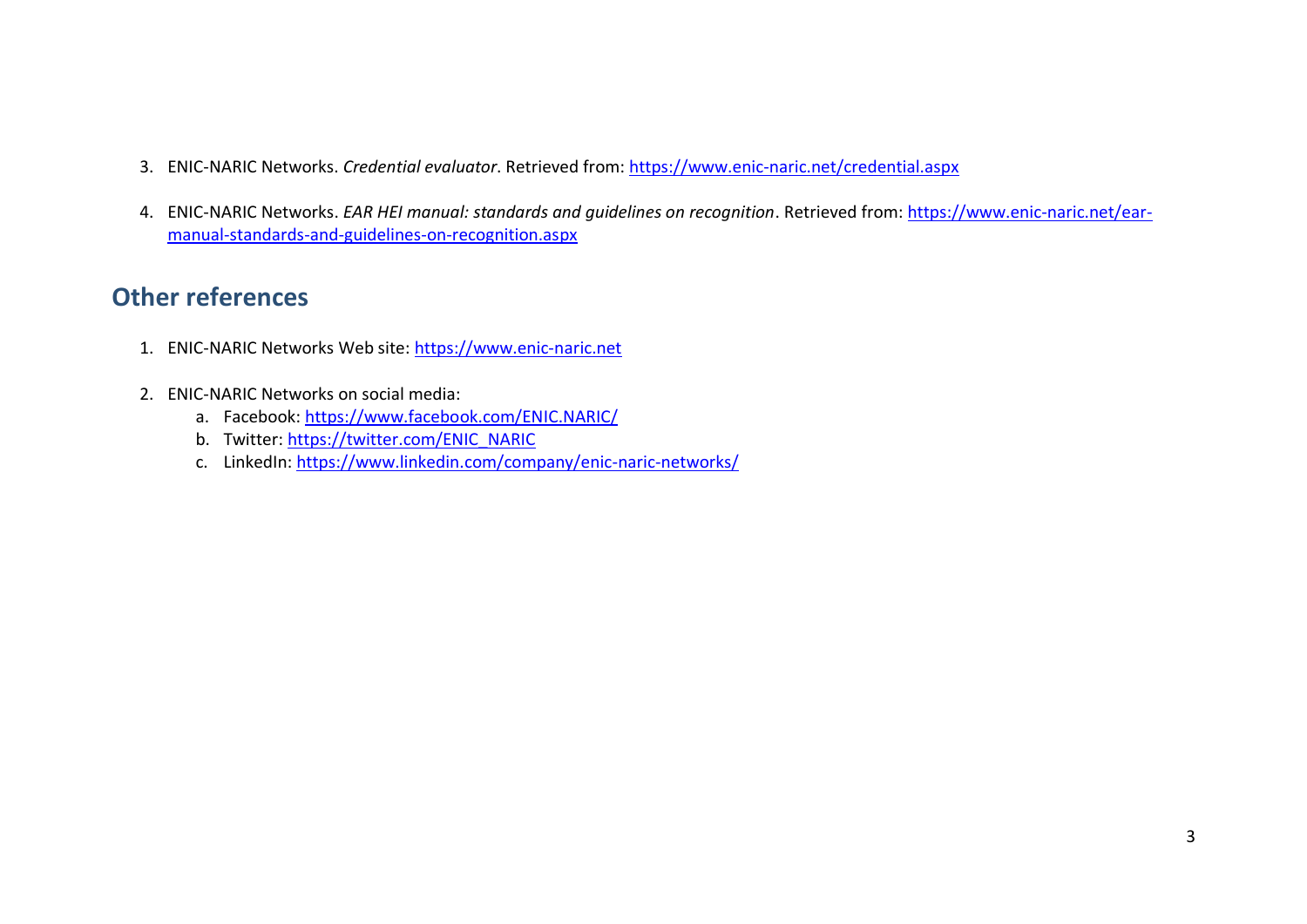3. ENIC-NARIC Networks. *Credential evaluator*. Retrieved from: https://www.enic-naric.net/credential.aspx

4. ENIC-NARIC Networks. *EAR HEI manual: standards and guidelines on recognition*. Retrieved from: https://www.enic-naric.net/ear-manual-standards-and-guidelines-on-recognition.aspx

## Other references

1. ENIC-NARIC Networks Web site: https://www.enic-naric.net

2. ENIC-NARIC Networks on social media:
   a. Facebook: https://www.facebook.com/ENIC.NARIC/
   b. Twitter: https://twitter.com/ENIC_NARIC
   c. LinkedIn: https://www.linkedin.com/company/enic-naric-networks/